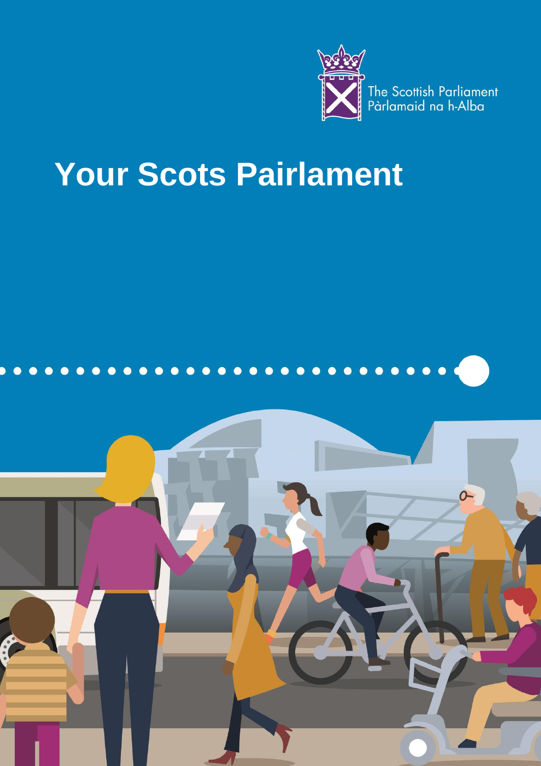The Scottish Parliament
Pàrlamaid na h-Alba

# Your Scots Pairlament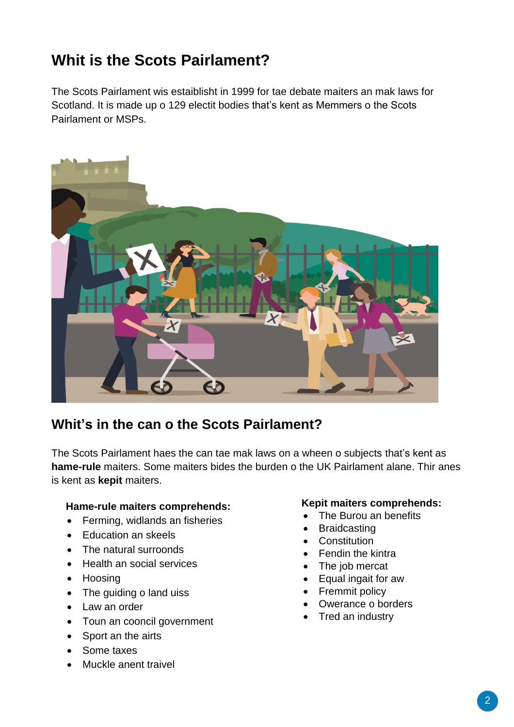## Whit is the Scots Pairlament?

The Scots Pairlament wis establisht in 1999 for tae debate maiters an mak laws for Scotland. It is made up o 129 electit bodies that's kent as Memmers o the Scots Pairlament or MSPs.

## Whit's in the can o the Scots Pairlament?

The Scots Pairlament haes the can tae mak laws on a wheen o subjects that's kent as **hame-rule** maiters. Some maiters bides the burden o the UK Pairlament alane. Thir anes is kent as **kepit** maiters.

**Hame-rule maiters comprehends:**

- Ferming, widlands an fisheries
- Education an skeels
- The natural surroonds
- Health an social services
- Hoosing
- The guiding o land uiss
- Law an order
- Toun an cooncil government
- Sport an the airts
- Some taxes
- Muckle anent traivel

**Kepit maiters comprehends:**

- The Burou an benefits
- Braidcasting
- Constitution
- Fendin the kintra
- The job mercat
- Equal ingait for aw
- Fremmit policy
- Owerance o borders
- Tred an industry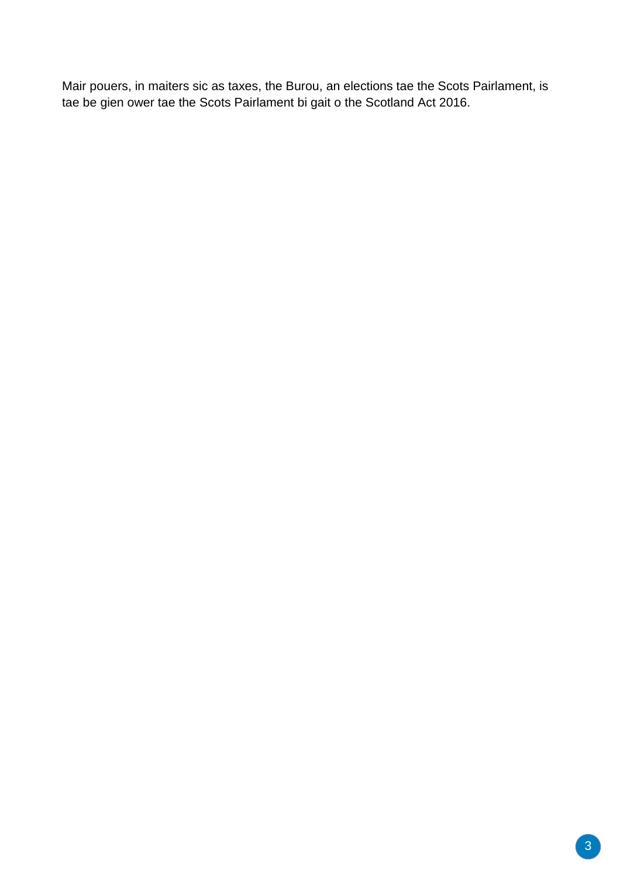Mair pouers, in maiters sic as taxes, the Burou, an elections tae the Scots Pairlament, is tae be gien ower tae the Scots Pairlament bi gait o the Scotland Act 2016.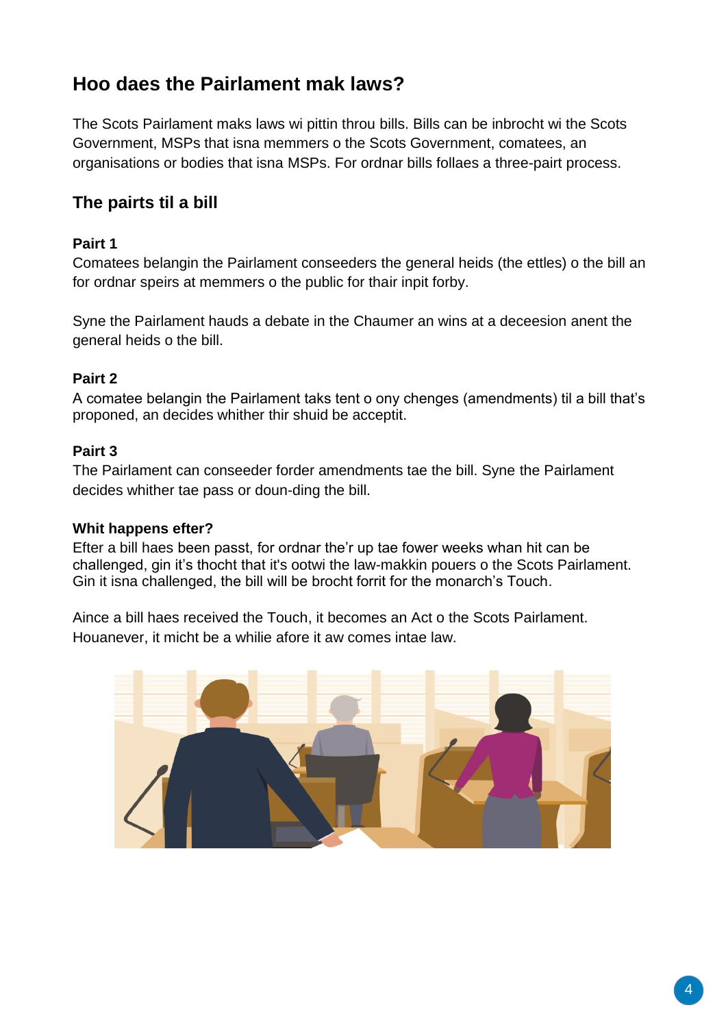## Hoo daes the Pairlament mak laws?

The Scots Pairlament maks laws wi pittin throu bills. Bills can be inbrocht wi the Scots Government, MSPs that isna memmers o the Scots Government, comatees, an organisations or bodies that isna MSPs. For ordnar bills follaes a three-pairt process.

### The pairts til a bill

**Pairt 1**
Comatees belangin the Pairlament conseeders the general heids (the ettles) o the bill an for ordnar speirs at memmers o the public for thair inpit forby.

Syne the Pairlament hauds a debate in the Chaumer an wins at a deceesion anent the general heids o the bill.

**Pairt 2**
A comatee belangin the Pairlament taks tent o ony chenges (amendments) til a bill that's proponed, an decides whither thir shuid be acceptit.

**Pairt 3**
The Pairlament can conseeder forder amendments tae the bill. Syne the Pairlament decides whither tae pass or doun-ding the bill.

**Whit happens efter?**
Efter a bill haes been passt, for ordnar the'r up tae fower weeks whan hit can be challenged, gin it's thocht that it's ootwi the law-makkin pouers o the Scots Pairlament. Gin it isna challenged, the bill will be brocht forrit for the monarch's Touch.

Aince a bill haes received the Touch, it becomes an Act o the Scots Pairlament. Houanever, it micht be a whilie afore it aw comes intae law.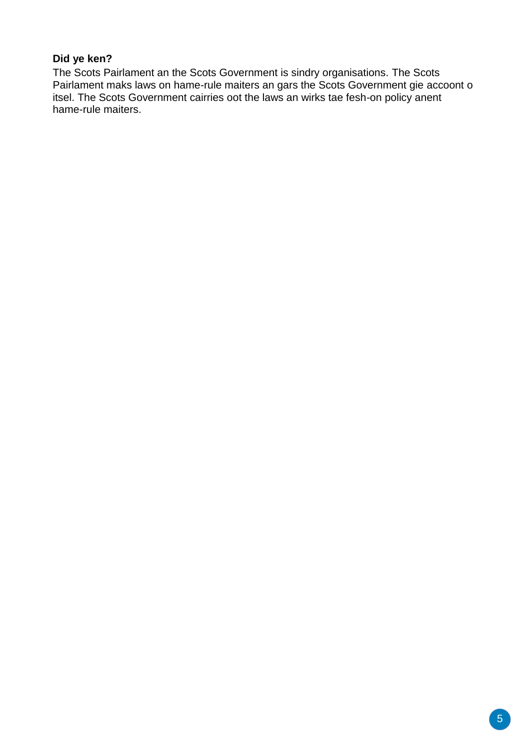**Did ye ken?**

The Scots Pairlament an the Scots Government is sindry organisations. The Scots Pairlament maks laws on hame-rule maiters an gars the Scots Government gie accoont o itsel. The Scots Government cairries oot the laws an wirks tae fesh-on policy anent hame-rule maiters.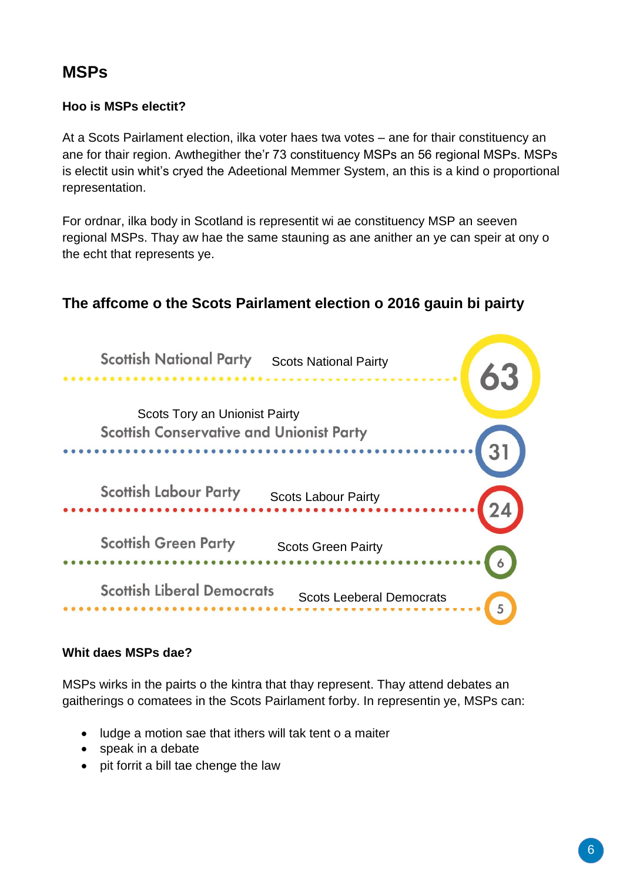## MSPs

### Hoo is MSPs electit?

At a Scots Pairlament election, ilka voter haes twa votes – ane for thair constituency an ane for thair region. Awthegither the'r 73 constituency MSPs an 56 regional MSPs. MSPs is electit usin whit's cryed the Adeetional Memmer System, an this is a kind o proportional representation.

For ordnar, ilka body in Scotland is representit wi ae constituency MSP an seeven regional MSPs. Thay aw hae the same stauning as ane anither an ye can speir at ony o the echt that represents ye.

### The affcome o the Scots Pairlament election o 2016 gauin bi pairty

| Pairty | | Seats |
| --- | --- | --- |
| Scottish National Party | Scots National Pairty | 63 |
| Scottish Conservative and Unionist Party | Scots Tory an Unionist Pairty | 31 |
| Scottish Labour Party | Scots Labour Pairty | 24 |
| Scottish Green Party | Scots Green Pairty | 6 |
| Scottish Liberal Democrats | Scots Leeberal Democrats | 5 |

### Whit daes MSPs dae?

MSPs wirks in the pairts o the kintra that thay represent. Thay attend debates an gaitherings o comatees in the Scots Pairlament forby. In representin ye, MSPs can:

- ludge a motion sae that ithers will tak tent o a maiter
- speak in a debate
- pit forrit a bill tae chenge the law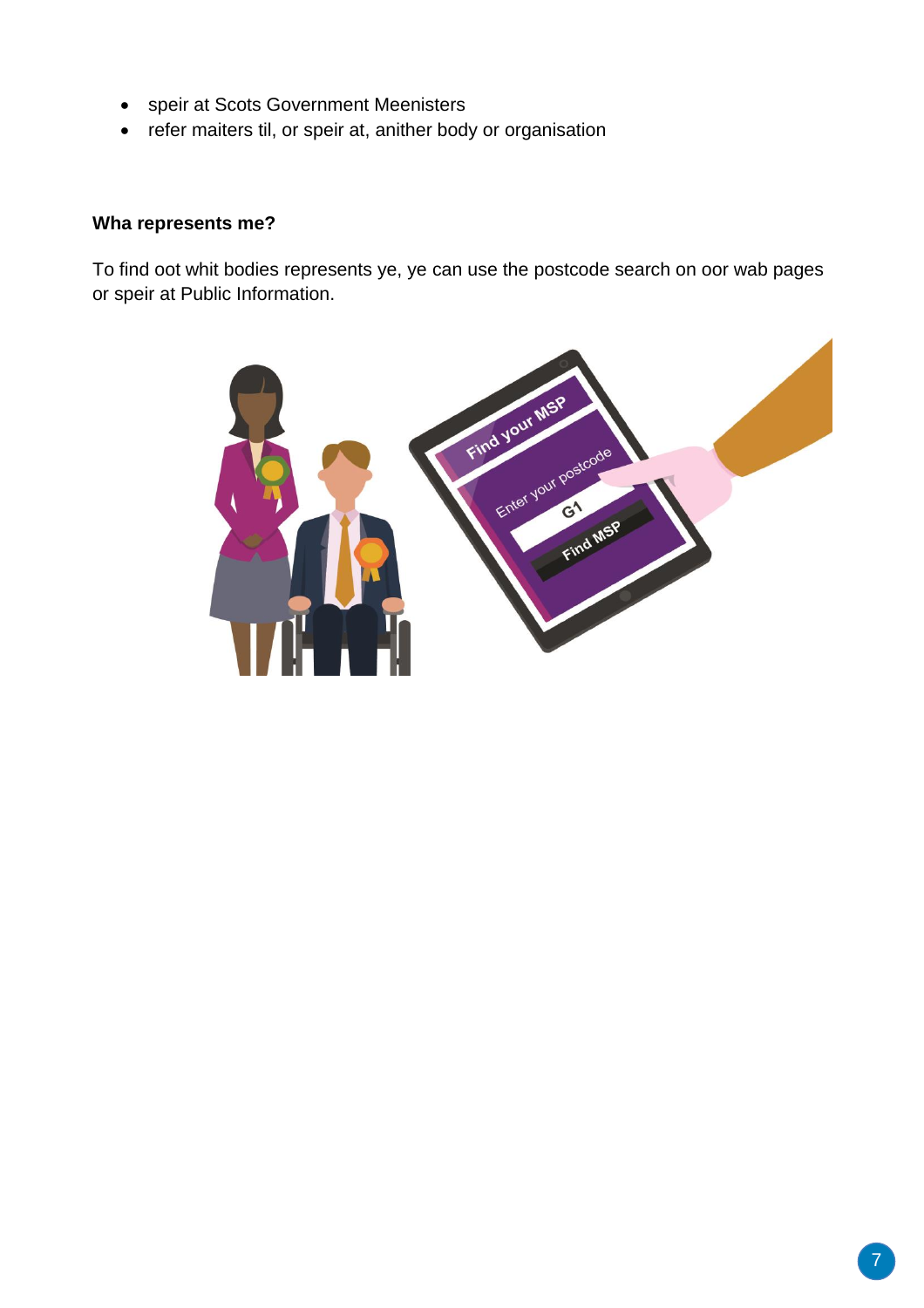- speir at Scots Government Meenisters
- refer maiters til, or speir at, anither body or organisation

### Wha represents me?

To find oot whit bodies represents ye, ye can use the postcode search on oor wab pages or speir at Public Information.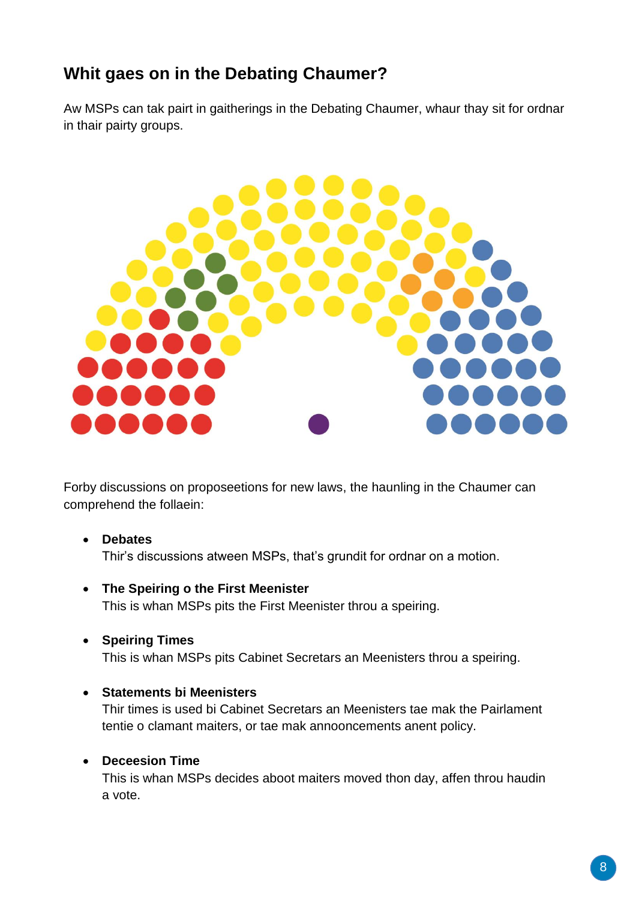## Whit gaes on in the Debating Chaumer?

Aw MSPs can tak pairt in gaitherings in the Debating Chaumer, whaur thay sit for ordnar in thair pairty groups.

Forby discussions on proposeetions for new laws, the haunling in the Chaumer can comprehend the follaein:

- **Debates**
  Thir's discussions atween MSPs, that's grundit for ordnar on a motion.
- **The Speiring o the First Meenister**
  This is whan MSPs pits the First Meenister throu a speiring.
- **Speiring Times**
  This is whan MSPs pits Cabinet Secretars an Meenisters throu a speiring.
- **Statements bi Meenisters**
  Thir times is used bi Cabinet Secretars an Meenisters tae mak the Pairlament tentie o clamant maiters, or tae mak annooncements anent policy.
- **Deceesion Time**
  This is whan MSPs decides aboot maiters moved thon day, affen throu haudin a vote.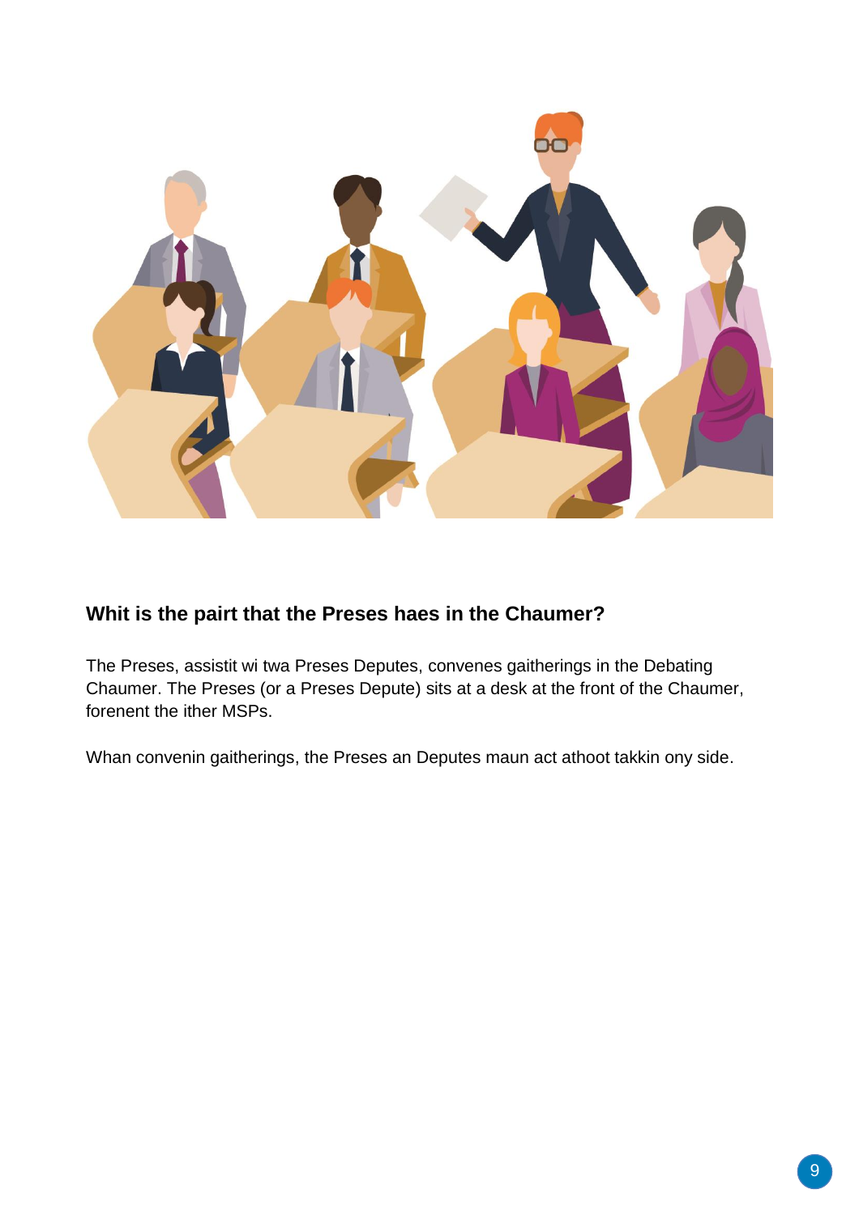## Whit is the pairt that the Preses haes in the Chaumer?

The Preses, assistit wi twa Preses Deputes, convenes gaitherings in the Debating Chaumer. The Preses (or a Preses Depute) sits at a desk at the front of the Chaumer, forenent the ither MSPs.

Whan convenin gaitherings, the Preses an Deputes maun act athoot takkin ony side.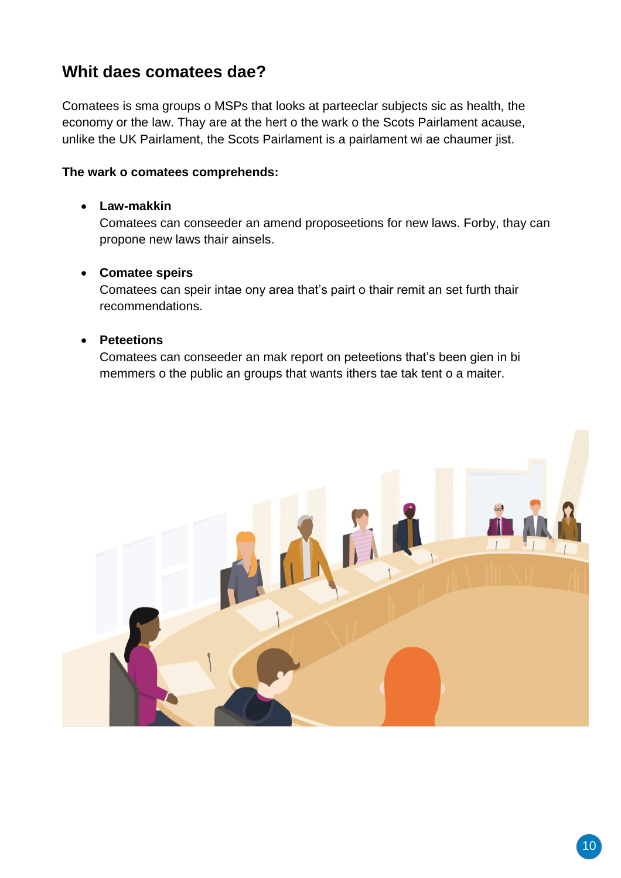## Whit daes comatees dae?

Comatees is sma groups o MSPs that looks at parteeclar subjects sic as health, the economy or the law. Thay are at the hert o the wark o the Scots Pairlament acause, unlike the UK Pairlament, the Scots Pairlament is a pairlament wi ae chaumer jist.

**The wark o comatees comprehends:**

- **Law-makkin**
  Comatees can conseeder an amend proposeetions for new laws. Forby, thay can propone new laws thair ainsels.

- **Comatee speirs**
  Comatees can speir intae ony area that's pairt o thair remit an set furth thair recommendations.

- **Peteetions**
  Comatees can conseeder an mak report on peteetions that's been gien in bi memmers o the public an groups that wants ithers tae tak tent o a maiter.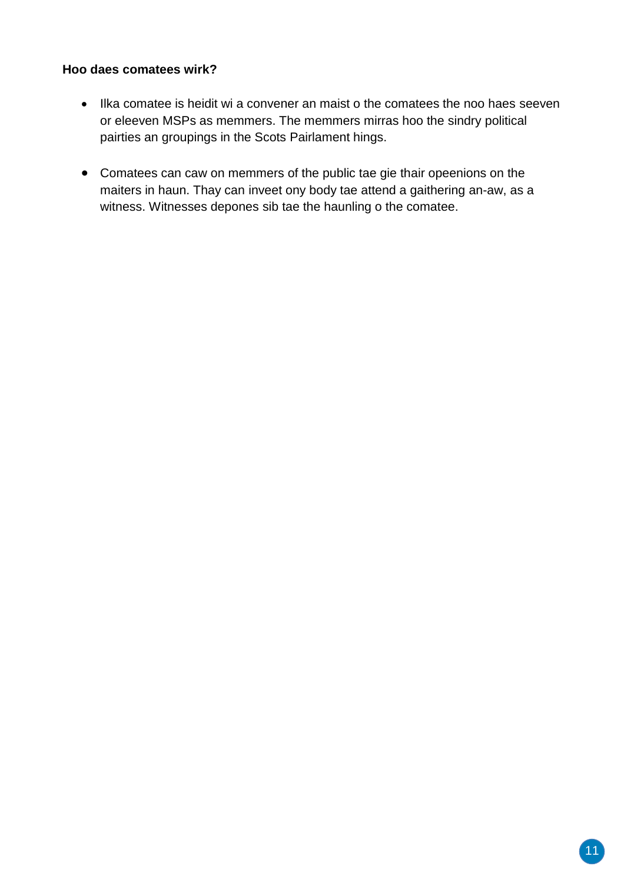**Hoo daes comatees wirk?**

- Ilka comatee is heidit wi a convener an maist o the comatees the noo haes seeven or eleeven MSPs as memmers. The memmers mirras hoo the sindry political pairties an groupings in the Scots Pairlament hings.

- Comatees can caw on memmers of the public tae gie thair opeenions on the maiters in haun. Thay can inveet ony body tae attend a gaithering an-aw, as a witness. Witnesses depones sib tae the haunling o the comatee.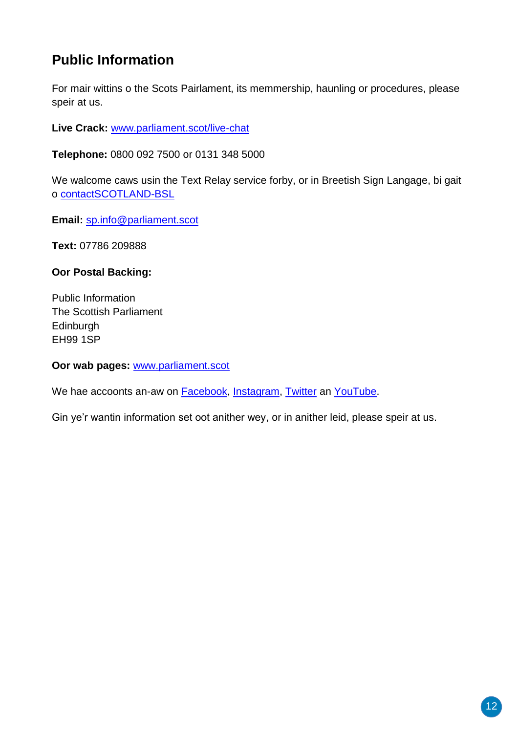## Public Information

For mair wittins o the Scots Pairlament, its memmership, haunling or procedures, please speir at us.

**Live Crack:** www.parliament.scot/live-chat

**Telephone:** 0800 092 7500 or 0131 348 5000

We walcome caws usin the Text Relay service forby, or in Breetish Sign Langage, bi gait o contactSCOTLAND-BSL

**Email:** sp.info@parliament.scot

**Text:** 07786 209888

**Oor Postal Backing:**

Public Information
The Scottish Parliament
Edinburgh
EH99 1SP

**Oor wab pages:** www.parliament.scot

We hae accoonts an-aw on Facebook, Instagram, Twitter an YouTube.

Gin ye'r wantin information set oot anither wey, or in anither leid, please speir at us.